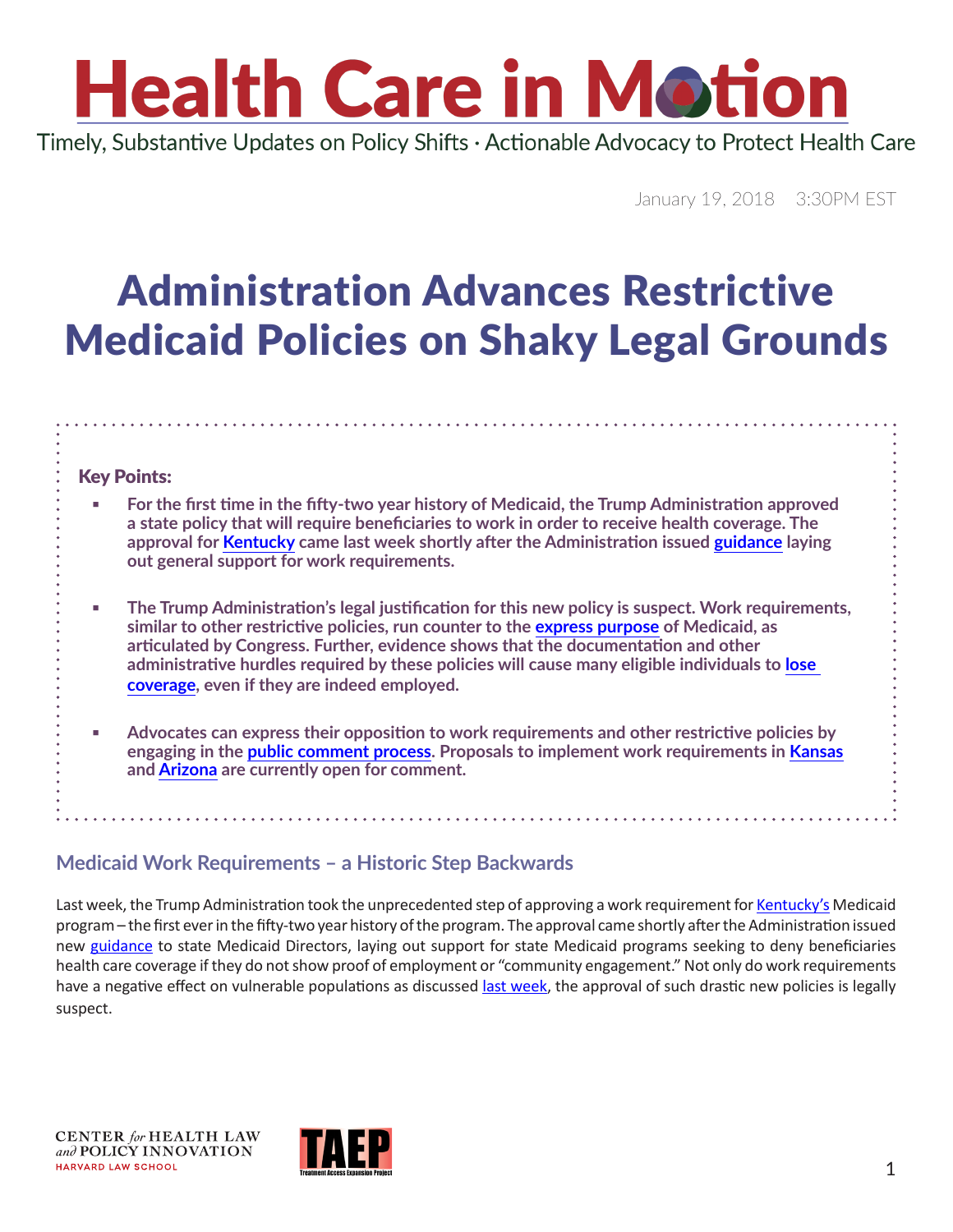# Health Care in Motion

Timely, Substantive Updates on Policy Shifts · Actionable Advocacy to Protect Health Care

January 19, 2018 3:30PM EST

# Administration Advances Restrictive Medicaid Policies on Shaky Legal Grounds

**Key Points:**

- **For the first time in the fifty-two year history of Medicaid, the Trump Administration approved a state policy that will require beneficiaries to work in order to receive health coverage. The approval for Kentucky came last week shortly after the Administration issued guidance laying out general support for work requirements.**

- **The Trump Administration's legal justification for this new policy is suspect. Work requirements, similar to other restrictive policies, run counter to the express purpose of Medicaid, as articulated by Congress. Further, evidence shows that the documentation and other administrative hurdles required by these policies will cause many eligible individuals to lose coverage, even if they are indeed employed.**

- **Advocates can express their opposition to work requirements and other restrictive policies by engaging in the public comment process. Proposals to implement work requirements in Kansas and Arizona are currently open for comment.**

## Medicaid Work Requirements – a Historic Step Backwards

Last week, the Trump Administration took the unprecedented step of approving a work requirement for Kentucky's Medicaid program – the first ever in the fifty-two year history of the program. The approval came shortly after the Administration issued new guidance to state Medicaid Directors, laying out support for state Medicaid programs seeking to deny beneficiaries health care coverage if they do not show proof of employment or "community engagement." Not only do work requirements have a negative effect on vulnerable populations as discussed last week, the approval of such drastic new policies is legally suspect.

CENTER *for* HEALTH LAW *and* POLICY INNOVATION
HARVARD LAW SCHOOL

TAEP Treatment Access Expansion Project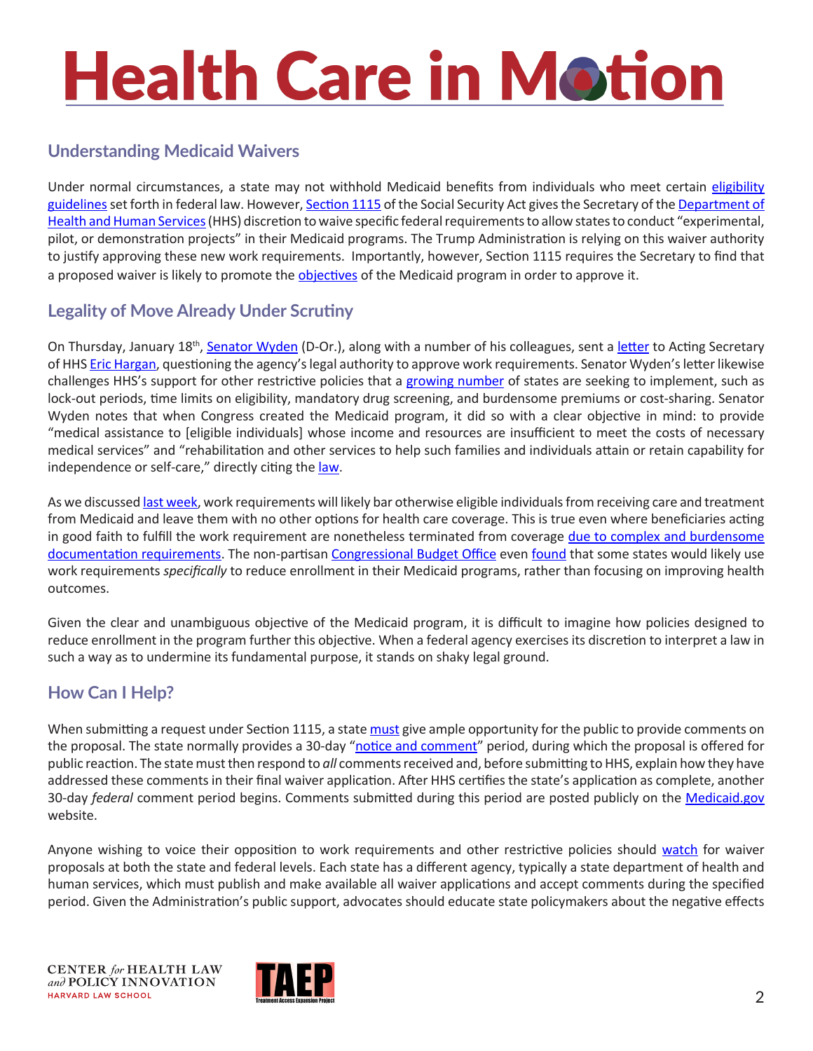## Understanding Medicaid Waivers

Under normal circumstances, a state may not withhold Medicaid benefits from individuals who meet certain eligibility guidelines set forth in federal law. However, Section 1115 of the Social Security Act gives the Secretary of the Department of Health and Human Services (HHS) discretion to waive specific federal requirements to allow states to conduct "experimental, pilot, or demonstration projects" in their Medicaid programs. The Trump Administration is relying on this waiver authority to justify approving these new work requirements. Importantly, however, Section 1115 requires the Secretary to find that a proposed waiver is likely to promote the objectives of the Medicaid program in order to approve it.

## Legality of Move Already Under Scrutiny

On Thursday, January 18th, Senator Wyden (D-Or.), along with a number of his colleagues, sent a letter to Acting Secretary of HHS Eric Hargan, questioning the agency's legal authority to approve work requirements. Senator Wyden's letter likewise challenges HHS's support for other restrictive policies that a growing number of states are seeking to implement, such as lock-out periods, time limits on eligibility, mandatory drug screening, and burdensome premiums or cost-sharing. Senator Wyden notes that when Congress created the Medicaid program, it did so with a clear objective in mind: to provide "medical assistance to [eligible individuals] whose income and resources are insufficient to meet the costs of necessary medical services" and "rehabilitation and other services to help such families and individuals attain or retain capability for independence or self-care," directly citing the law.

As we discussed last week, work requirements will likely bar otherwise eligible individuals from receiving care and treatment from Medicaid and leave them with no other options for health care coverage. This is true even where beneficiaries acting in good faith to fulfill the work requirement are nonetheless terminated from coverage due to complex and burdensome documentation requirements. The non-partisan Congressional Budget Office even found that some states would likely use work requirements *specifically* to reduce enrollment in their Medicaid programs, rather than focusing on improving health outcomes.

Given the clear and unambiguous objective of the Medicaid program, it is difficult to imagine how policies designed to reduce enrollment in the program further this objective. When a federal agency exercises its discretion to interpret a law in such a way as to undermine its fundamental purpose, it stands on shaky legal ground.

## How Can I Help?

When submitting a request under Section 1115, a state must give ample opportunity for the public to provide comments on the proposal. The state normally provides a 30-day "notice and comment" period, during which the proposal is offered for public reaction. The state must then respond to *all* comments received and, before submitting to HHS, explain how they have addressed these comments in their final waiver application. After HHS certifies the state's application as complete, another 30-day *federal* comment period begins. Comments submitted during this period are posted publicly on the Medicaid.gov website.

Anyone wishing to voice their opposition to work requirements and other restrictive policies should watch for waiver proposals at both the state and federal levels. Each state has a different agency, typically a state department of health and human services, which must publish and make available all waiver applications and accept comments during the specified period. Given the Administration's public support, advocates should educate state policymakers about the negative effects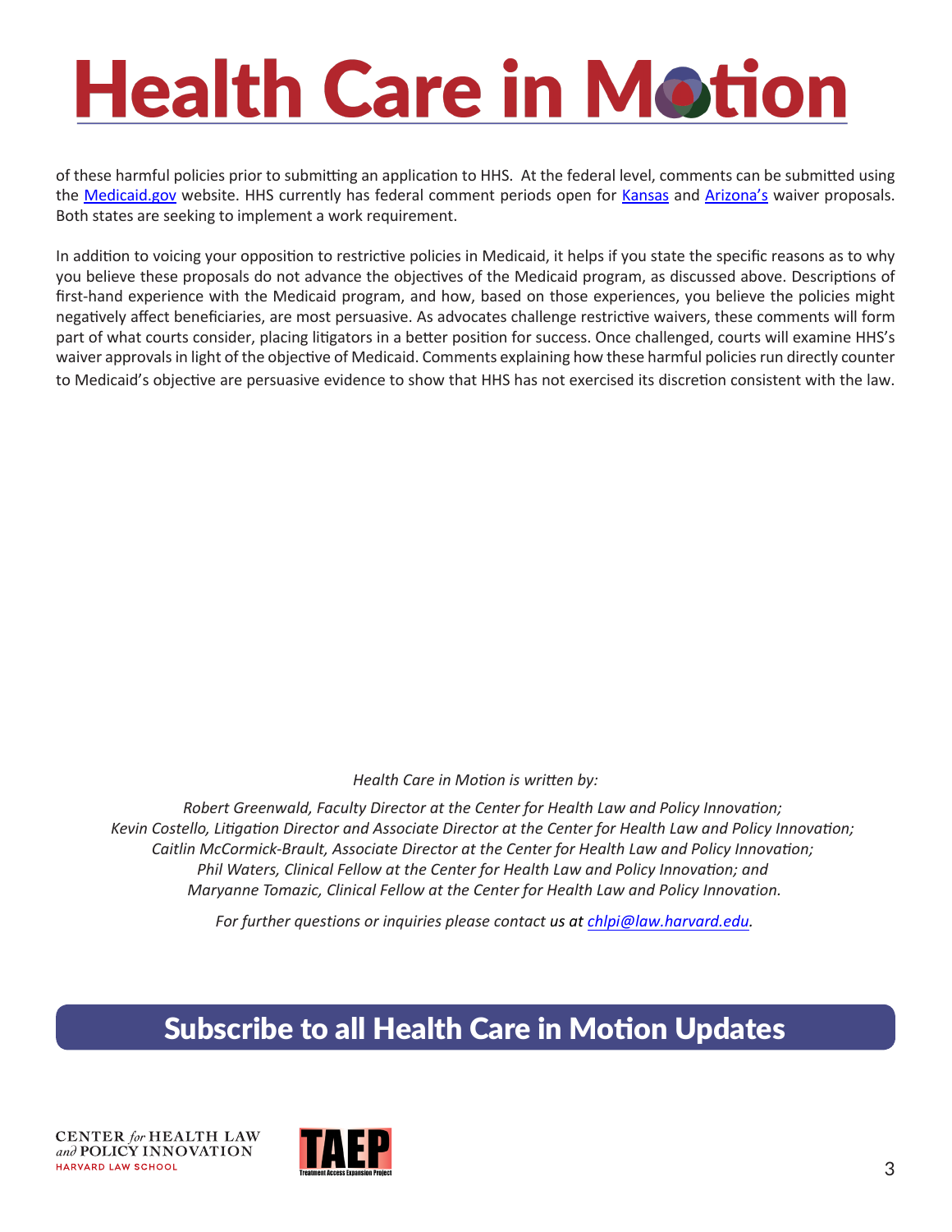of these harmful policies prior to submitting an application to HHS. At the federal level, comments can be submitted using the [Medicaid.gov]() website. HHS currently has federal comment periods open for [Kansas]() and [Arizona's]() waiver proposals. Both states are seeking to implement a work requirement.

In addition to voicing your opposition to restrictive policies in Medicaid, it helps if you state the specific reasons as to why you believe these proposals do not advance the objectives of the Medicaid program, as discussed above. Descriptions of first-hand experience with the Medicaid program, and how, based on those experiences, you believe the policies might negatively affect beneficiaries, are most persuasive. As advocates challenge restrictive waivers, these comments will form part of what courts consider, placing litigators in a better position for success. Once challenged, courts will examine HHS's waiver approvals in light of the objective of Medicaid. Comments explaining how these harmful policies run directly counter to Medicaid's objective are persuasive evidence to show that HHS has not exercised its discretion consistent with the law.

*Health Care in Motion is written by:*

*Robert Greenwald, Faculty Director at the Center for Health Law and Policy Innovation;*
*Kevin Costello, Litigation Director and Associate Director at the Center for Health Law and Policy Innovation;*
*Caitlin McCormick-Brault, Associate Director at the Center for Health Law and Policy Innovation;*
*Phil Waters, Clinical Fellow at the Center for Health Law and Policy Innovation; and*
*Maryanne Tomazic, Clinical Fellow at the Center for Health Law and Policy Innovation.*

*For further questions or inquiries please contact us at [chlpi@law.harvard.edu]().*

**Subscribe to all Health Care in Motion Updates**

CENTER *for* HEALTH LAW *and* POLICY INNOVATION
HARVARD LAW SCHOOL

TAEP
Treatment Access Expansion Project